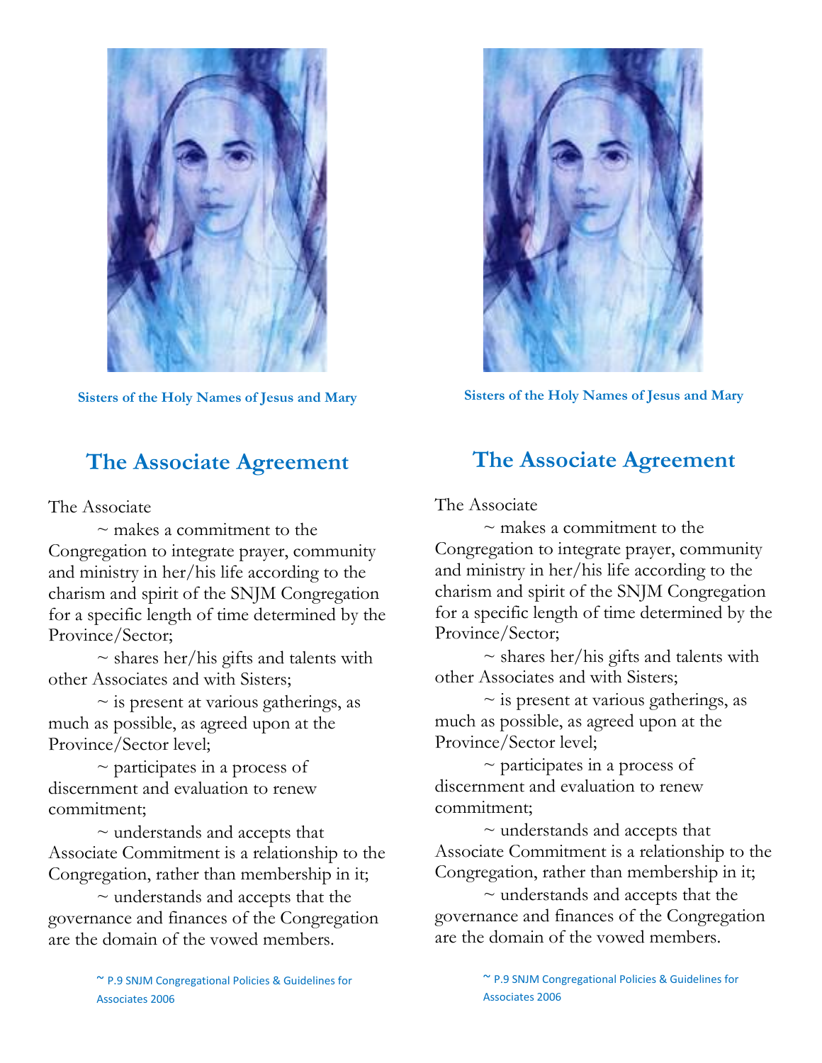Sisters of the Holy Names of Jesus and Mary

## The Associate Agreement

The Associate

~ makes a commitment to the Congregation to integrate prayer, community and ministry in her/his life according to the charism and spirit of the SNJM Congregation for a specific length of time determined by the Province/Sector;

~ shares her/his gifts and talents with other Associates and with Sisters;

~ is present at various gatherings, as much as possible, as agreed upon at the Province/Sector level;

~ participates in a process of discernment and evaluation to renew commitment;

~ understands and accepts that Associate Commitment is a relationship to the Congregation, rather than membership in it;

~ understands and accepts that the governance and finances of the Congregation are the domain of the vowed members.

~ P.9 SNJM Congregational Policies & Guidelines for Associates 2006

Sisters of the Holy Names of Jesus and Mary

## The Associate Agreement

The Associate

~ makes a commitment to the Congregation to integrate prayer, community and ministry in her/his life according to the charism and spirit of the SNJM Congregation for a specific length of time determined by the Province/Sector;

~ shares her/his gifts and talents with other Associates and with Sisters;

~ is present at various gatherings, as much as possible, as agreed upon at the Province/Sector level;

~ participates in a process of discernment and evaluation to renew commitment;

~ understands and accepts that Associate Commitment is a relationship to the Congregation, rather than membership in it;

~ understands and accepts that the governance and finances of the Congregation are the domain of the vowed members.

~ P.9 SNJM Congregational Policies & Guidelines for Associates 2006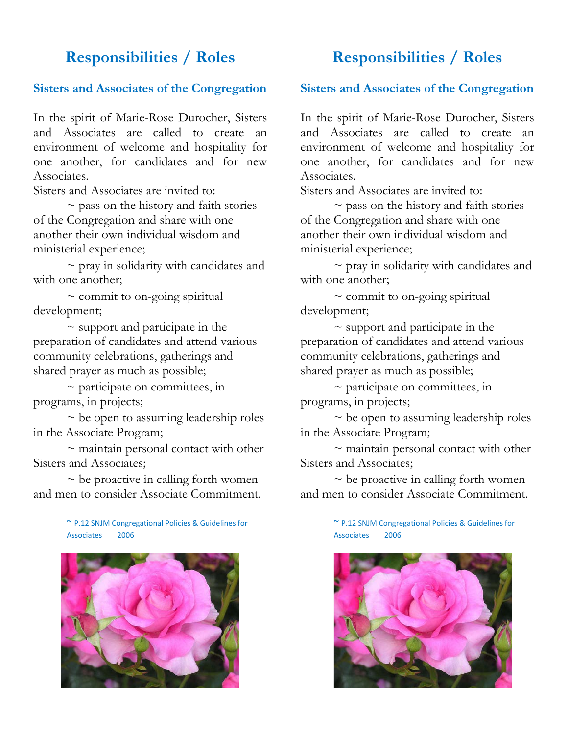# Responsibilities / Roles

## Sisters and Associates of the Congregation

In the spirit of Marie-Rose Durocher, Sisters and Associates are called to create an environment of welcome and hospitality for one another, for candidates and for new Associates.

Sisters and Associates are invited to:

~ pass on the history and faith stories of the Congregation and share with one another their own individual wisdom and ministerial experience;

~ pray in solidarity with candidates and with one another;

~ commit to on-going spiritual development;

~ support and participate in the preparation of candidates and attend various community celebrations, gatherings and shared prayer as much as possible;

~ participate on committees, in programs, in projects;

~ be open to assuming leadership roles in the Associate Program;

~ maintain personal contact with other Sisters and Associates;

~ be proactive in calling forth women and men to consider Associate Commitment.

~ P.12 SNJM Congregational Policies & Guidelines for Associates 2006

# Responsibilities / Roles

## Sisters and Associates of the Congregation

In the spirit of Marie-Rose Durocher, Sisters and Associates are called to create an environment of welcome and hospitality for one another, for candidates and for new Associates.

Sisters and Associates are invited to:

~ pass on the history and faith stories of the Congregation and share with one another their own individual wisdom and ministerial experience;

~ pray in solidarity with candidates and with one another;

~ commit to on-going spiritual development;

~ support and participate in the preparation of candidates and attend various community celebrations, gatherings and shared prayer as much as possible;

~ participate on committees, in programs, in projects;

~ be open to assuming leadership roles in the Associate Program;

~ maintain personal contact with other Sisters and Associates;

~ be proactive in calling forth women and men to consider Associate Commitment.

~ P.12 SNJM Congregational Policies & Guidelines for Associates 2006